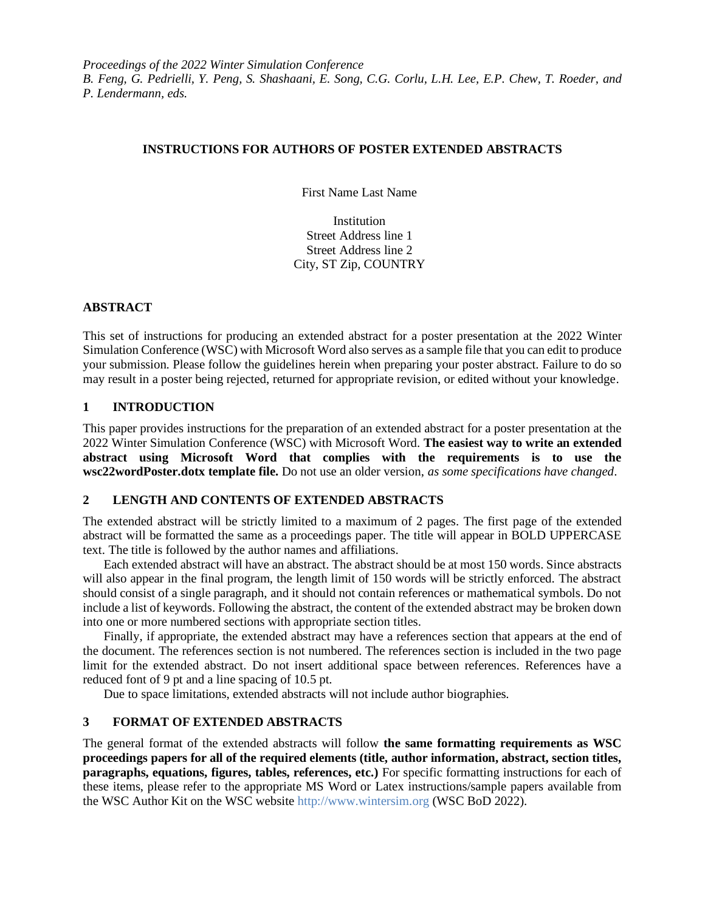*Proceedings of the 2022 Winter Simulation Conference*
*B. Feng, G. Pedrielli, Y. Peng, S. Shashaani, E. Song, C.G. Corlu, L.H. Lee, E.P. Chew, T. Roeder, and P. Lendermann, eds.*

# INSTRUCTIONS FOR AUTHORS OF POSTER EXTENDED ABSTRACTS

First Name Last Name

Institution
Street Address line 1
Street Address line 2
City, ST Zip, COUNTRY

## ABSTRACT

This set of instructions for producing an extended abstract for a poster presentation at the 2022 Winter Simulation Conference (WSC) with Microsoft Word also serves as a sample file that you can edit to produce your submission. Please follow the guidelines herein when preparing your poster abstract. Failure to do so may result in a poster being rejected, returned for appropriate revision, or edited without your knowledge.

## 1 INTRODUCTION

This paper provides instructions for the preparation of an extended abstract for a poster presentation at the 2022 Winter Simulation Conference (WSC) with Microsoft Word. **The easiest way to write an extended abstract using Microsoft Word that complies with the requirements is to use the wsc22wordPoster.dotx template file.** Do not use an older version, *as some specifications have changed*.

## 2 LENGTH AND CONTENTS OF EXTENDED ABSTRACTS

The extended abstract will be strictly limited to a maximum of 2 pages. The first page of the extended abstract will be formatted the same as a proceedings paper. The title will appear in BOLD UPPERCASE text. The title is followed by the author names and affiliations.

Each extended abstract will have an abstract. The abstract should be at most 150 words. Since abstracts will also appear in the final program, the length limit of 150 words will be strictly enforced. The abstract should consist of a single paragraph, and it should not contain references or mathematical symbols. Do not include a list of keywords. Following the abstract, the content of the extended abstract may be broken down into one or more numbered sections with appropriate section titles.

Finally, if appropriate, the extended abstract may have a references section that appears at the end of the document. The references section is not numbered. The references section is included in the two page limit for the extended abstract. Do not insert additional space between references. References have a reduced font of 9 pt and a line spacing of 10.5 pt.

Due to space limitations, extended abstracts will not include author biographies.

## 3 FORMAT OF EXTENDED ABSTRACTS

The general format of the extended abstracts will follow **the same formatting requirements as WSC proceedings papers for all of the required elements (title, author information, abstract, section titles, paragraphs, equations, figures, tables, references, etc.)** For specific formatting instructions for each of these items, please refer to the appropriate MS Word or Latex instructions/sample papers available from the WSC Author Kit on the WSC website http://www.wintersim.org (WSC BoD 2022).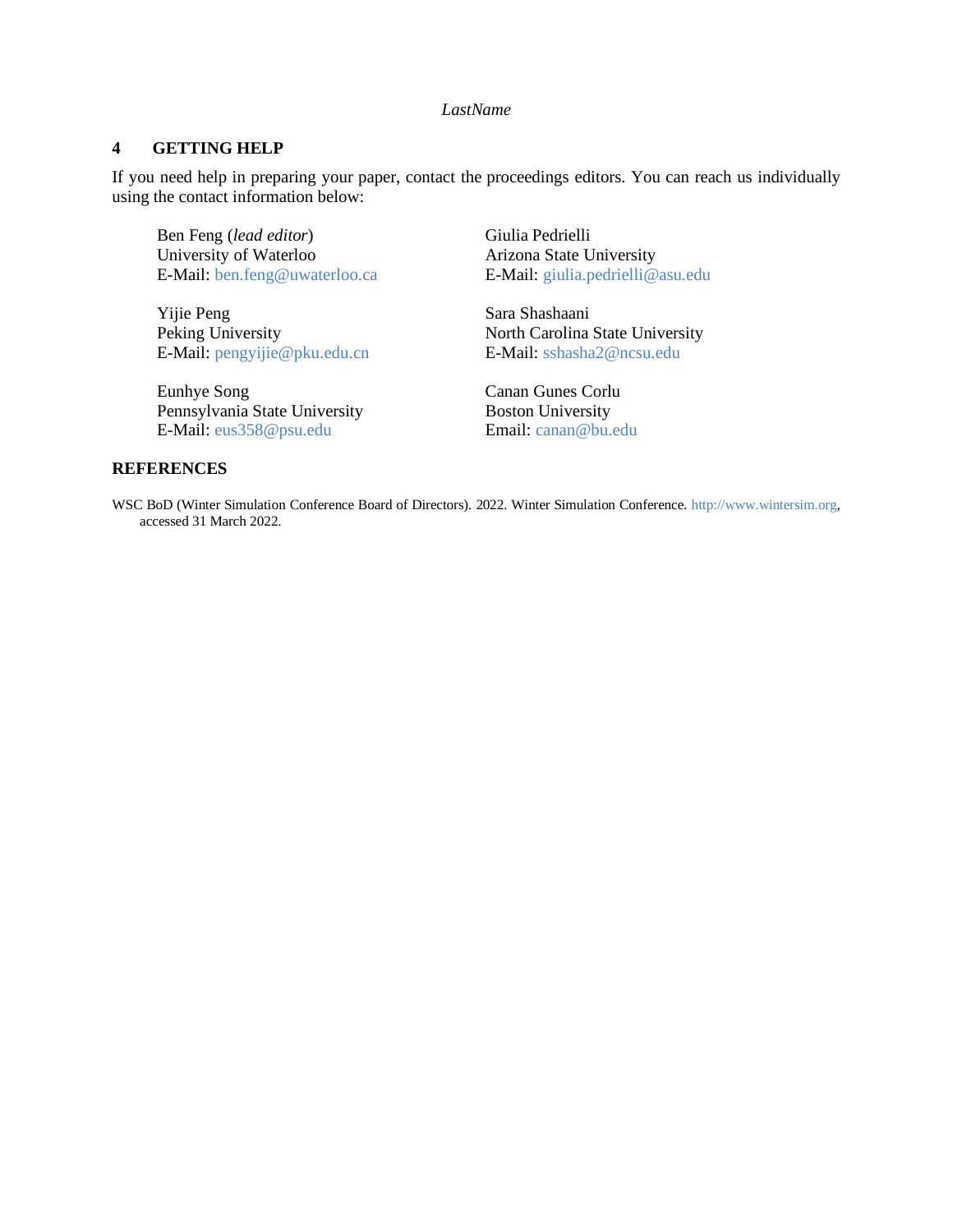## 4 GETTING HELP

If you need help in preparing your paper, contact the proceedings editors. You can reach us individually using the contact information below:

Ben Feng (*lead editor*)
University of Waterloo
E-Mail: ben.feng@uwaterloo.ca

Giulia Pedrielli
Arizona State University
E-Mail: giulia.pedrielli@asu.edu

Yijie Peng
Peking University
E-Mail: pengyijie@pku.edu.cn

Sara Shashaani
North Carolina State University
E-Mail: sshasha2@ncsu.edu

Eunhye Song
Pennsylvania State University
E-Mail: eus358@psu.edu

Canan Gunes Corlu
Boston University
Email: canan@bu.edu

## REFERENCES

WSC BoD (Winter Simulation Conference Board of Directors). 2022. Winter Simulation Conference. http://www.wintersim.org, accessed 31 March 2022.